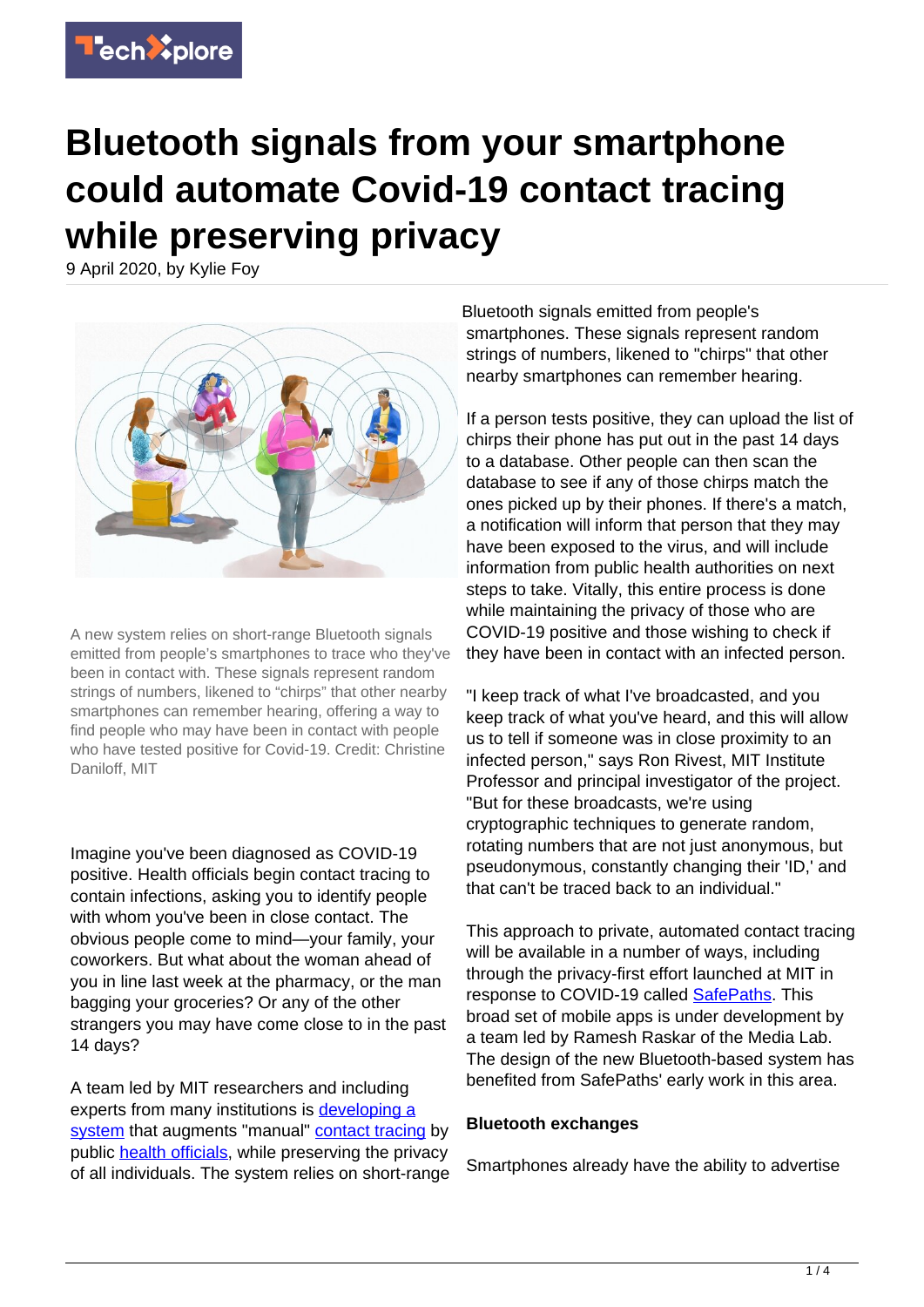# Bluetooth signals from your smartphone could automate Covid-19 contact tracing while preserving privacy

9 April 2020, by Kylie Foy

A new system relies on short-range Bluetooth signals emitted from people's smartphones to trace who they've been in contact with. These signals represent random strings of numbers, likened to "chirps" that other nearby smartphones can remember hearing, offering a way to find people who may have been in contact with people who have tested positive for Covid-19. Credit: Christine Daniloff, MIT

Imagine you've been diagnosed as COVID-19 positive. Health officials begin contact tracing to contain infections, asking you to identify people with whom you've been in close contact. The obvious people come to mind—your family, your coworkers. But what about the woman ahead of you in line last week at the pharmacy, or the man bagging your groceries? Or any of the other strangers you may have come close to in the past 14 days?

A team led by MIT researchers and including experts from many institutions is developing a system that augments "manual" contact tracing by public health officials, while preserving the privacy of all individuals. The system relies on short-range Bluetooth signals emitted from people's smartphones. These signals represent random strings of numbers, likened to "chirps" that other nearby smartphones can remember hearing.

If a person tests positive, they can upload the list of chirps their phone has put out in the past 14 days to a database. Other people can then scan the database to see if any of those chirps match the ones picked up by their phones. If there's a match, a notification will inform that person that they may have been exposed to the virus, and will include information from public health authorities on next steps to take. Vitally, this entire process is done while maintaining the privacy of those who are COVID-19 positive and those wishing to check if they have been in contact with an infected person.

"I keep track of what I've broadcasted, and you keep track of what you've heard, and this will allow us to tell if someone was in close proximity to an infected person," says Ron Rivest, MIT Institute Professor and principal investigator of the project. "But for these broadcasts, we're using cryptographic techniques to generate random, rotating numbers that are not just anonymous, but pseudonymous, constantly changing their 'ID,' and that can't be traced back to an individual."

This approach to private, automated contact tracing will be available in a number of ways, including through the privacy-first effort launched at MIT in response to COVID-19 called SafePaths. This broad set of mobile apps is under development by a team led by Ramesh Raskar of the Media Lab. The design of the new Bluetooth-based system has benefited from SafePaths' early work in this area.

**Bluetooth exchanges**

Smartphones already have the ability to advertise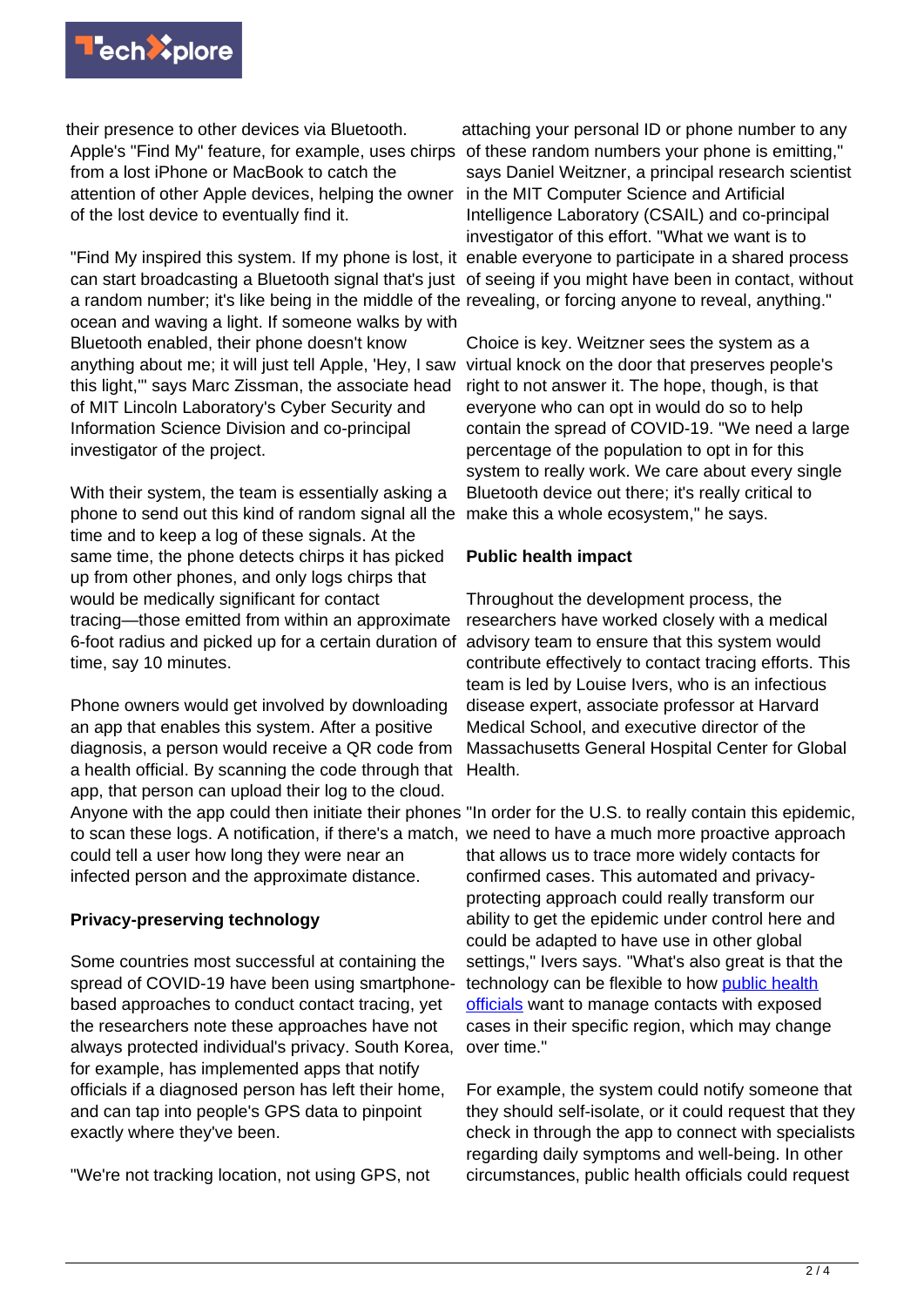their presence to other devices via Bluetooth. Apple's "Find My" feature, for example, uses chirps from a lost iPhone or MacBook to catch the attention of other Apple devices, helping the owner of the lost device to eventually find it.

"Find My inspired this system. If my phone is lost, it can start broadcasting a Bluetooth signal that's just a random number; it's like being in the middle of the ocean and waving a light. If someone walks by with Bluetooth enabled, their phone doesn't know anything about me; it will just tell Apple, 'Hey, I saw this light,'" says Marc Zissman, the associate head of MIT Lincoln Laboratory's Cyber Security and Information Science Division and co-principal investigator of the project.

With their system, the team is essentially asking a phone to send out this kind of random signal all the time and to keep a log of these signals. At the same time, the phone detects chirps it has picked up from other phones, and only logs chirps that would be medically significant for contact tracing—those emitted from within an approximate 6-foot radius and picked up for a certain duration of time, say 10 minutes.

Phone owners would get involved by downloading an app that enables this system. After a positive diagnosis, a person would receive a QR code from a health official. By scanning the code through that app, that person can upload their log to the cloud. Anyone with the app could then initiate their phones to scan these logs. A notification, if there's a match, could tell a user how long they were near an infected person and the approximate distance.

**Privacy-preserving technology**

Some countries most successful at containing the spread of COVID-19 have been using smartphone-based approaches to conduct contact tracing, yet the researchers note these approaches have not always protected individual's privacy. South Korea, for example, has implemented apps that notify officials if a diagnosed person has left their home, and can tap into people's GPS data to pinpoint exactly where they've been.

"We're not tracking location, not using GPS, not attaching your personal ID or phone number to any of these random numbers your phone is emitting," says Daniel Weitzner, a principal research scientist in the MIT Computer Science and Artificial Intelligence Laboratory (CSAIL) and co-principal investigator of this effort. "What we want is to enable everyone to participate in a shared process of seeing if you might have been in contact, without revealing, or forcing anyone to reveal, anything."

Choice is key. Weitzner sees the system as a virtual knock on the door that preserves people's right to not answer it. The hope, though, is that everyone who can opt in would do so to help contain the spread of COVID-19. "We need a large percentage of the population to opt in for this system to really work. We care about every single Bluetooth device out there; it's really critical to make this a whole ecosystem," he says.

**Public health impact**

Throughout the development process, the researchers have worked closely with a medical advisory team to ensure that this system would contribute effectively to contact tracing efforts. This team is led by Louise Ivers, who is an infectious disease expert, associate professor at Harvard Medical School, and executive director of the Massachusetts General Hospital Center for Global Health.

"In order for the U.S. to really contain this epidemic, we need to have a much more proactive approach that allows us to trace more widely contacts for confirmed cases. This automated and privacy-protecting approach could really transform our ability to get the epidemic under control here and could be adapted to have use in other global settings," Ivers says. "What's also great is that the technology can be flexible to how public health officials want to manage contacts with exposed cases in their specific region, which may change over time."

For example, the system could notify someone that they should self-isolate, or it could request that they check in through the app to connect with specialists regarding daily symptoms and well-being. In other circumstances, public health officials could request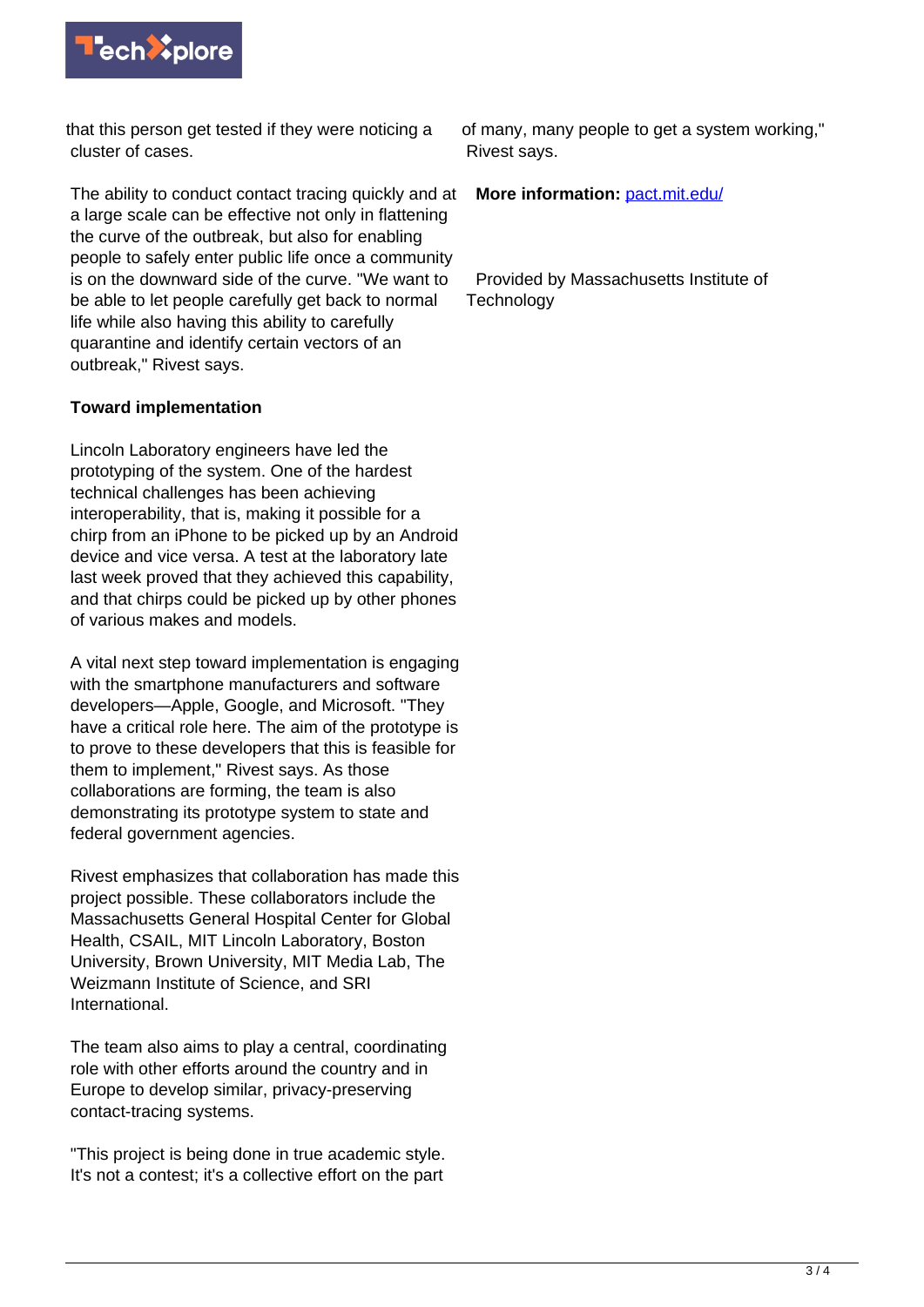that this person get tested if they were noticing a cluster of cases.

The ability to conduct contact tracing quickly and at a large scale can be effective not only in flattening the curve of the outbreak, but also for enabling people to safely enter public life once a community is on the downward side of the curve. "We want to be able to let people carefully get back to normal life while also having this ability to carefully quarantine and identify certain vectors of an outbreak," Rivest says.

**Toward implementation**

Lincoln Laboratory engineers have led the prototyping of the system. One of the hardest technical challenges has been achieving interoperability, that is, making it possible for a chirp from an iPhone to be picked up by an Android device and vice versa. A test at the laboratory late last week proved that they achieved this capability, and that chirps could be picked up by other phones of various makes and models.

A vital next step toward implementation is engaging with the smartphone manufacturers and software developers—Apple, Google, and Microsoft. "They have a critical role here. The aim of the prototype is to prove to these developers that this is feasible for them to implement," Rivest says. As those collaborations are forming, the team is also demonstrating its prototype system to state and federal government agencies.

Rivest emphasizes that collaboration has made this project possible. These collaborators include the Massachusetts General Hospital Center for Global Health, CSAIL, MIT Lincoln Laboratory, Boston University, Brown University, MIT Media Lab, The Weizmann Institute of Science, and SRI International.

The team also aims to play a central, coordinating role with other efforts around the country and in Europe to develop similar, privacy-preserving contact-tracing systems.

"This project is being done in true academic style. It's not a contest; it's a collective effort on the part of many, many people to get a system working," Rivest says.

**More information:** pact.mit.edu/

Provided by Massachusetts Institute of Technology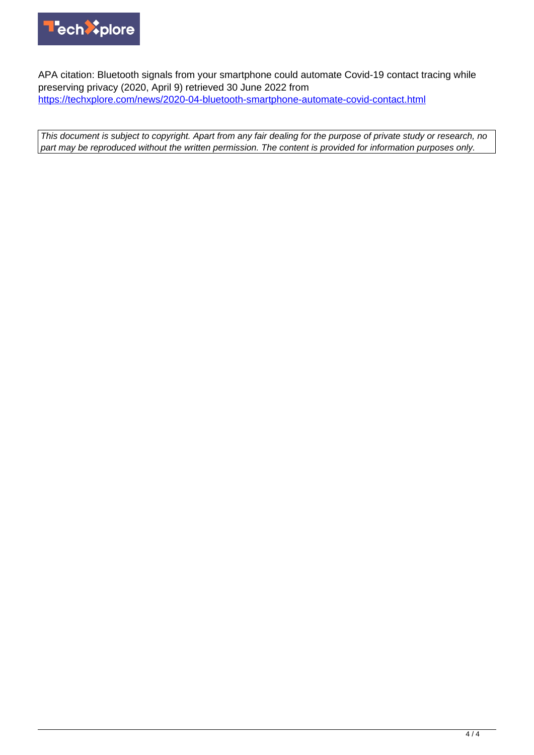APA citation: Bluetooth signals from your smartphone could automate Covid-19 contact tracing while preserving privacy (2020, April 9) retrieved 30 June 2022 from https://techxplore.com/news/2020-04-bluetooth-smartphone-automate-covid-contact.html

*This document is subject to copyright. Apart from any fair dealing for the purpose of private study or research, no part may be reproduced without the written permission. The content is provided for information purposes only.*